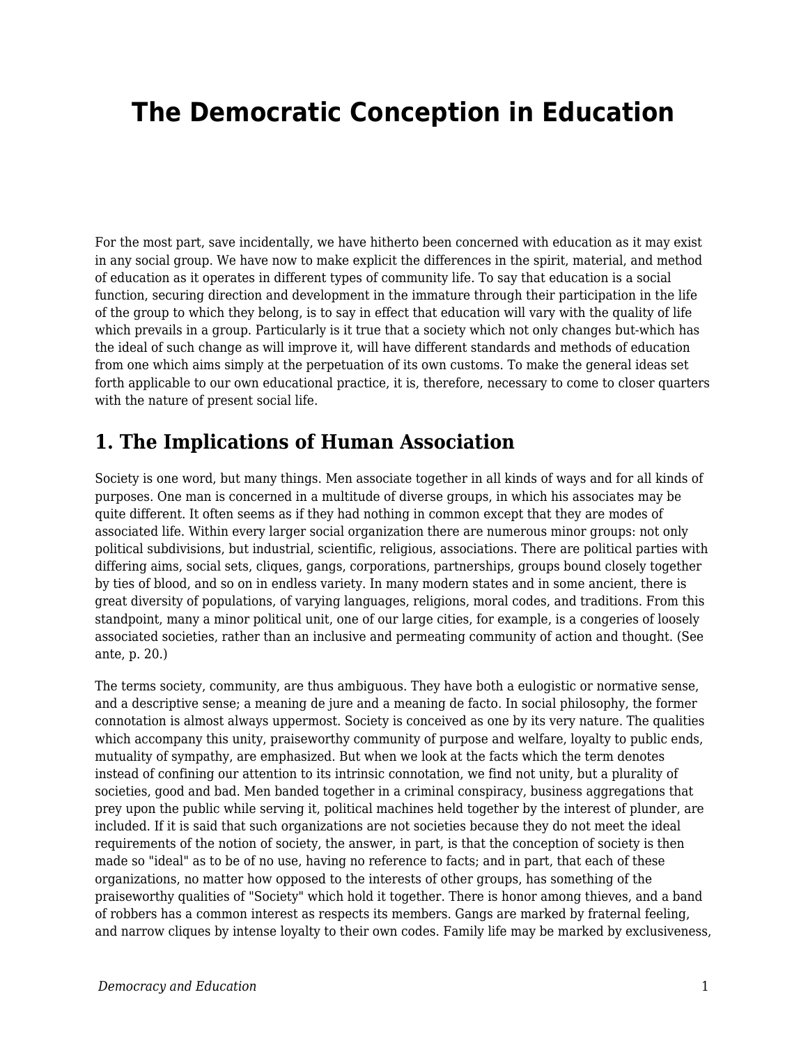# The Democratic Conception in Education

For the most part, save incidentally, we have hitherto been concerned with education as it may exist in any social group. We have now to make explicit the differences in the spirit, material, and method of education as it operates in different types of community life. To say that education is a social function, securing direction and development in the immature through their participation in the life of the group to which they belong, is to say in effect that education will vary with the quality of life which prevails in a group. Particularly is it true that a society which not only changes but-which has the ideal of such change as will improve it, will have different standards and methods of education from one which aims simply at the perpetuation of its own customs. To make the general ideas set forth applicable to our own educational practice, it is, therefore, necessary to come to closer quarters with the nature of present social life.

## 1. The Implications of Human Association

Society is one word, but many things. Men associate together in all kinds of ways and for all kinds of purposes. One man is concerned in a multitude of diverse groups, in which his associates may be quite different. It often seems as if they had nothing in common except that they are modes of associated life. Within every larger social organization there are numerous minor groups: not only political subdivisions, but industrial, scientific, religious, associations. There are political parties with differing aims, social sets, cliques, gangs, corporations, partnerships, groups bound closely together by ties of blood, and so on in endless variety. In many modern states and in some ancient, there is great diversity of populations, of varying languages, religions, moral codes, and traditions. From this standpoint, many a minor political unit, one of our large cities, for example, is a congeries of loosely associated societies, rather than an inclusive and permeating community of action and thought. (See ante, p. 20.)

The terms society, community, are thus ambiguous. They have both a eulogistic or normative sense, and a descriptive sense; a meaning de jure and a meaning de facto. In social philosophy, the former connotation is almost always uppermost. Society is conceived as one by its very nature. The qualities which accompany this unity, praiseworthy community of purpose and welfare, loyalty to public ends, mutuality of sympathy, are emphasized. But when we look at the facts which the term denotes instead of confining our attention to its intrinsic connotation, we find not unity, but a plurality of societies, good and bad. Men banded together in a criminal conspiracy, business aggregations that prey upon the public while serving it, political machines held together by the interest of plunder, are included. If it is said that such organizations are not societies because they do not meet the ideal requirements of the notion of society, the answer, in part, is that the conception of society is then made so "ideal" as to be of no use, having no reference to facts; and in part, that each of these organizations, no matter how opposed to the interests of other groups, has something of the praiseworthy qualities of "Society" which hold it together. There is honor among thieves, and a band of robbers has a common interest as respects its members. Gangs are marked by fraternal feeling, and narrow cliques by intense loyalty to their own codes. Family life may be marked by exclusiveness,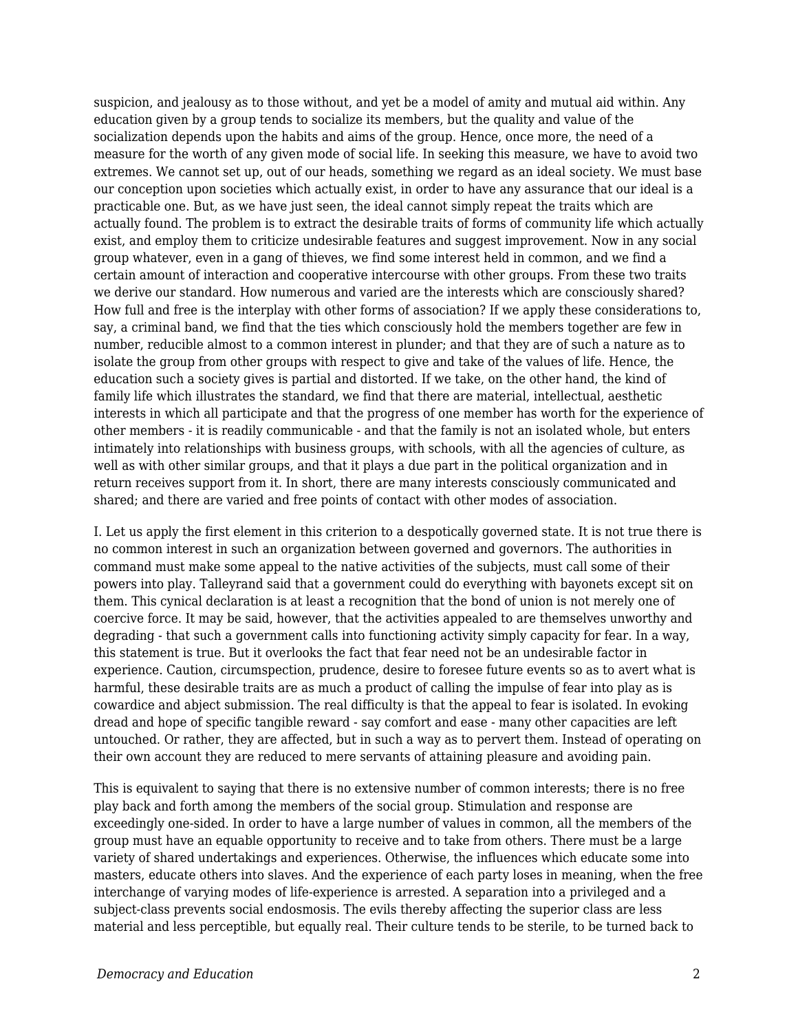suspicion, and jealousy as to those without, and yet be a model of amity and mutual aid within. Any education given by a group tends to socialize its members, but the quality and value of the socialization depends upon the habits and aims of the group. Hence, once more, the need of a measure for the worth of any given mode of social life. In seeking this measure, we have to avoid two extremes. We cannot set up, out of our heads, something we regard as an ideal society. We must base our conception upon societies which actually exist, in order to have any assurance that our ideal is a practicable one. But, as we have just seen, the ideal cannot simply repeat the traits which are actually found. The problem is to extract the desirable traits of forms of community life which actually exist, and employ them to criticize undesirable features and suggest improvement. Now in any social group whatever, even in a gang of thieves, we find some interest held in common, and we find a certain amount of interaction and cooperative intercourse with other groups. From these two traits we derive our standard. How numerous and varied are the interests which are consciously shared? How full and free is the interplay with other forms of association? If we apply these considerations to, say, a criminal band, we find that the ties which consciously hold the members together are few in number, reducible almost to a common interest in plunder; and that they are of such a nature as to isolate the group from other groups with respect to give and take of the values of life. Hence, the education such a society gives is partial and distorted. If we take, on the other hand, the kind of family life which illustrates the standard, we find that there are material, intellectual, aesthetic interests in which all participate and that the progress of one member has worth for the experience of other members - it is readily communicable - and that the family is not an isolated whole, but enters intimately into relationships with business groups, with schools, with all the agencies of culture, as well as with other similar groups, and that it plays a due part in the political organization and in return receives support from it. In short, there are many interests consciously communicated and shared; and there are varied and free points of contact with other modes of association.

I. Let us apply the first element in this criterion to a despotically governed state. It is not true there is no common interest in such an organization between governed and governors. The authorities in command must make some appeal to the native activities of the subjects, must call some of their powers into play. Talleyrand said that a government could do everything with bayonets except sit on them. This cynical declaration is at least a recognition that the bond of union is not merely one of coercive force. It may be said, however, that the activities appealed to are themselves unworthy and degrading - that such a government calls into functioning activity simply capacity for fear. In a way, this statement is true. But it overlooks the fact that fear need not be an undesirable factor in experience. Caution, circumspection, prudence, desire to foresee future events so as to avert what is harmful, these desirable traits are as much a product of calling the impulse of fear into play as is cowardice and abject submission. The real difficulty is that the appeal to fear is isolated. In evoking dread and hope of specific tangible reward - say comfort and ease - many other capacities are left untouched. Or rather, they are affected, but in such a way as to pervert them. Instead of operating on their own account they are reduced to mere servants of attaining pleasure and avoiding pain.

This is equivalent to saying that there is no extensive number of common interests; there is no free play back and forth among the members of the social group. Stimulation and response are exceedingly one-sided. In order to have a large number of values in common, all the members of the group must have an equable opportunity to receive and to take from others. There must be a large variety of shared undertakings and experiences. Otherwise, the influences which educate some into masters, educate others into slaves. And the experience of each party loses in meaning, when the free interchange of varying modes of life-experience is arrested. A separation into a privileged and a subject-class prevents social endosmosis. The evils thereby affecting the superior class are less material and less perceptible, but equally real. Their culture tends to be sterile, to be turned back to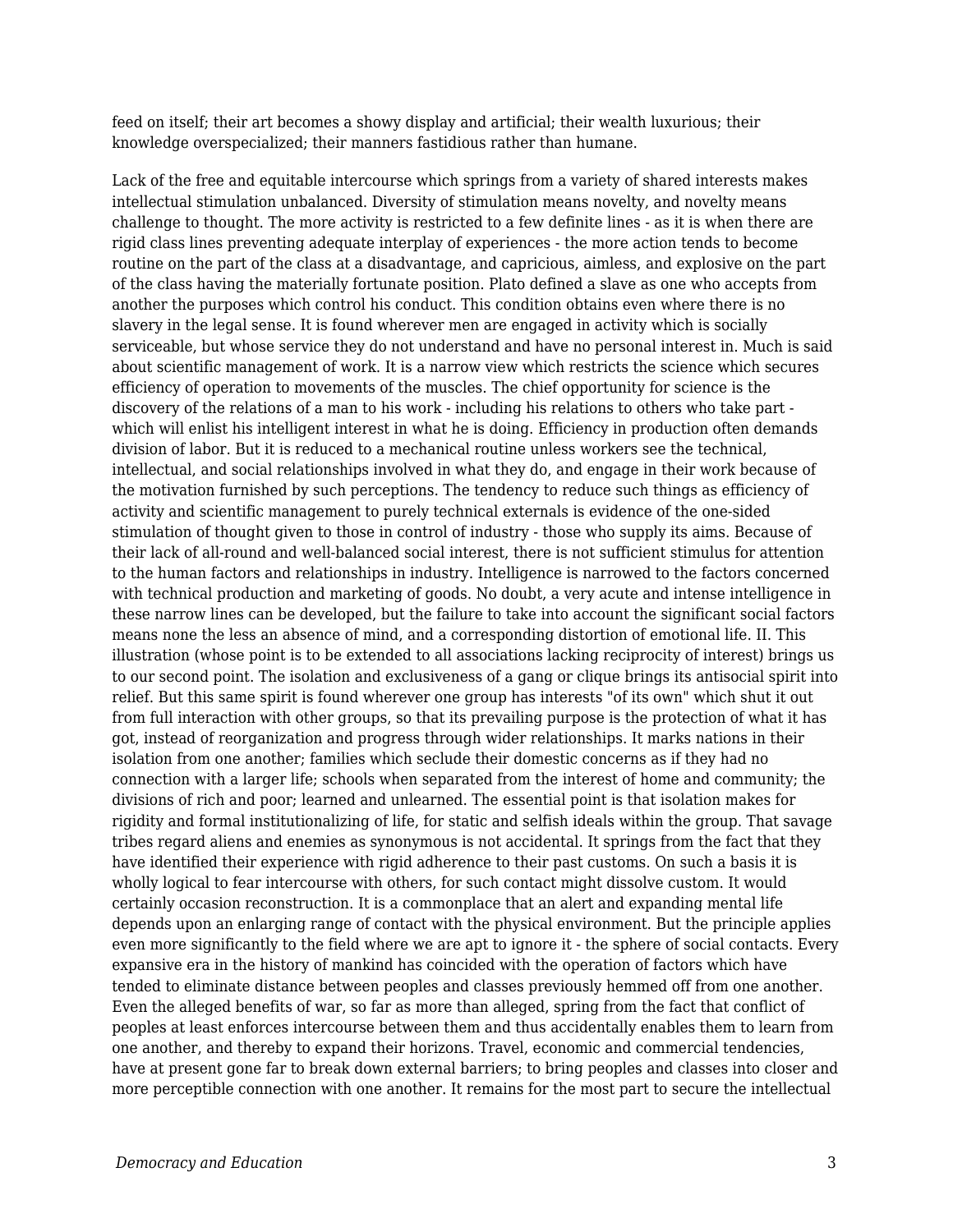feed on itself; their art becomes a showy display and artificial; their wealth luxurious; their knowledge overspecialized; their manners fastidious rather than humane.

Lack of the free and equitable intercourse which springs from a variety of shared interests makes intellectual stimulation unbalanced. Diversity of stimulation means novelty, and novelty means challenge to thought. The more activity is restricted to a few definite lines - as it is when there are rigid class lines preventing adequate interplay of experiences - the more action tends to become routine on the part of the class at a disadvantage, and capricious, aimless, and explosive on the part of the class having the materially fortunate position. Plato defined a slave as one who accepts from another the purposes which control his conduct. This condition obtains even where there is no slavery in the legal sense. It is found wherever men are engaged in activity which is socially serviceable, but whose service they do not understand and have no personal interest in. Much is said about scientific management of work. It is a narrow view which restricts the science which secures efficiency of operation to movements of the muscles. The chief opportunity for science is the discovery of the relations of a man to his work - including his relations to others who take part - which will enlist his intelligent interest in what he is doing. Efficiency in production often demands division of labor. But it is reduced to a mechanical routine unless workers see the technical, intellectual, and social relationships involved in what they do, and engage in their work because of the motivation furnished by such perceptions. The tendency to reduce such things as efficiency of activity and scientific management to purely technical externals is evidence of the one-sided stimulation of thought given to those in control of industry - those who supply its aims. Because of their lack of all-round and well-balanced social interest, there is not sufficient stimulus for attention to the human factors and relationships in industry. Intelligence is narrowed to the factors concerned with technical production and marketing of goods. No doubt, a very acute and intense intelligence in these narrow lines can be developed, but the failure to take into account the significant social factors means none the less an absence of mind, and a corresponding distortion of emotional life. II. This illustration (whose point is to be extended to all associations lacking reciprocity of interest) brings us to our second point. The isolation and exclusiveness of a gang or clique brings its antisocial spirit into relief. But this same spirit is found wherever one group has interests "of its own" which shut it out from full interaction with other groups, so that its prevailing purpose is the protection of what it has got, instead of reorganization and progress through wider relationships. It marks nations in their isolation from one another; families which seclude their domestic concerns as if they had no connection with a larger life; schools when separated from the interest of home and community; the divisions of rich and poor; learned and unlearned. The essential point is that isolation makes for rigidity and formal institutionalizing of life, for static and selfish ideals within the group. That savage tribes regard aliens and enemies as synonymous is not accidental. It springs from the fact that they have identified their experience with rigid adherence to their past customs. On such a basis it is wholly logical to fear intercourse with others, for such contact might dissolve custom. It would certainly occasion reconstruction. It is a commonplace that an alert and expanding mental life depends upon an enlarging range of contact with the physical environment. But the principle applies even more significantly to the field where we are apt to ignore it - the sphere of social contacts. Every expansive era in the history of mankind has coincided with the operation of factors which have tended to eliminate distance between peoples and classes previously hemmed off from one another. Even the alleged benefits of war, so far as more than alleged, spring from the fact that conflict of peoples at least enforces intercourse between them and thus accidentally enables them to learn from one another, and thereby to expand their horizons. Travel, economic and commercial tendencies, have at present gone far to break down external barriers; to bring peoples and classes into closer and more perceptible connection with one another. It remains for the most part to secure the intellectual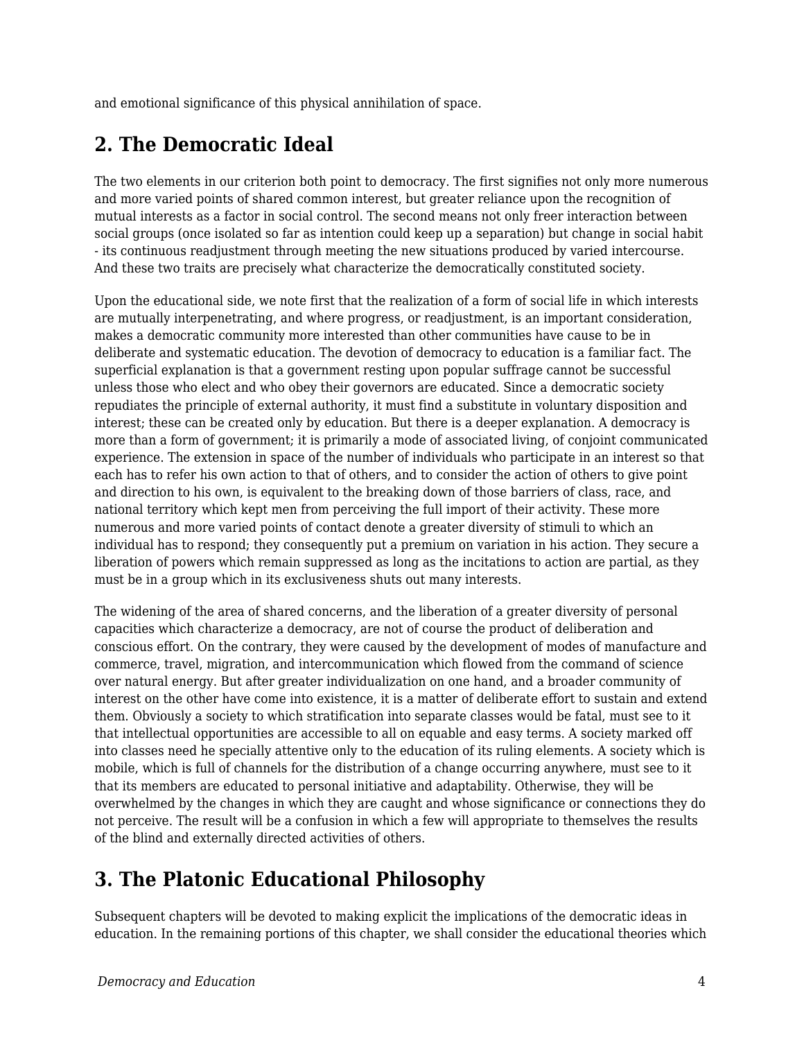and emotional significance of this physical annihilation of space.

## 2. The Democratic Ideal

The two elements in our criterion both point to democracy. The first signifies not only more numerous and more varied points of shared common interest, but greater reliance upon the recognition of mutual interests as a factor in social control. The second means not only freer interaction between social groups (once isolated so far as intention could keep up a separation) but change in social habit - its continuous readjustment through meeting the new situations produced by varied intercourse. And these two traits are precisely what characterize the democratically constituted society.

Upon the educational side, we note first that the realization of a form of social life in which interests are mutually interpenetrating, and where progress, or readjustment, is an important consideration, makes a democratic community more interested than other communities have cause to be in deliberate and systematic education. The devotion of democracy to education is a familiar fact. The superficial explanation is that a government resting upon popular suffrage cannot be successful unless those who elect and who obey their governors are educated. Since a democratic society repudiates the principle of external authority, it must find a substitute in voluntary disposition and interest; these can be created only by education. But there is a deeper explanation. A democracy is more than a form of government; it is primarily a mode of associated living, of conjoint communicated experience. The extension in space of the number of individuals who participate in an interest so that each has to refer his own action to that of others, and to consider the action of others to give point and direction to his own, is equivalent to the breaking down of those barriers of class, race, and national territory which kept men from perceiving the full import of their activity. These more numerous and more varied points of contact denote a greater diversity of stimuli to which an individual has to respond; they consequently put a premium on variation in his action. They secure a liberation of powers which remain suppressed as long as the incitations to action are partial, as they must be in a group which in its exclusiveness shuts out many interests.

The widening of the area of shared concerns, and the liberation of a greater diversity of personal capacities which characterize a democracy, are not of course the product of deliberation and conscious effort. On the contrary, they were caused by the development of modes of manufacture and commerce, travel, migration, and intercommunication which flowed from the command of science over natural energy. But after greater individualization on one hand, and a broader community of interest on the other have come into existence, it is a matter of deliberate effort to sustain and extend them. Obviously a society to which stratification into separate classes would be fatal, must see to it that intellectual opportunities are accessible to all on equable and easy terms. A society marked off into classes need he specially attentive only to the education of its ruling elements. A society which is mobile, which is full of channels for the distribution of a change occurring anywhere, must see to it that its members are educated to personal initiative and adaptability. Otherwise, they will be overwhelmed by the changes in which they are caught and whose significance or connections they do not perceive. The result will be a confusion in which a few will appropriate to themselves the results of the blind and externally directed activities of others.

## 3. The Platonic Educational Philosophy

Subsequent chapters will be devoted to making explicit the implications of the democratic ideas in education. In the remaining portions of this chapter, we shall consider the educational theories which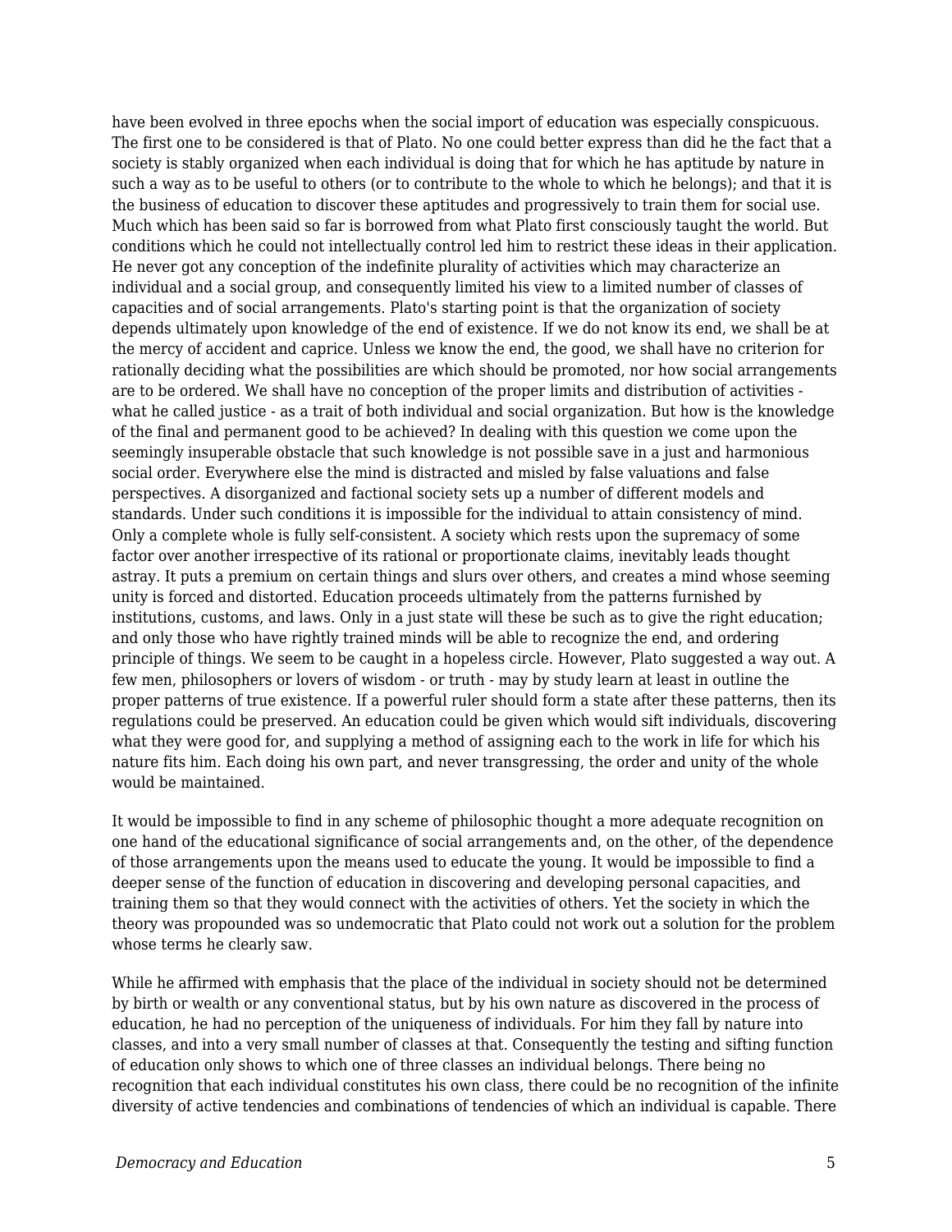have been evolved in three epochs when the social import of education was especially conspicuous. The first one to be considered is that of Plato. No one could better express than did he the fact that a society is stably organized when each individual is doing that for which he has aptitude by nature in such a way as to be useful to others (or to contribute to the whole to which he belongs); and that it is the business of education to discover these aptitudes and progressively to train them for social use. Much which has been said so far is borrowed from what Plato first consciously taught the world. But conditions which he could not intellectually control led him to restrict these ideas in their application. He never got any conception of the indefinite plurality of activities which may characterize an individual and a social group, and consequently limited his view to a limited number of classes of capacities and of social arrangements. Plato's starting point is that the organization of society depends ultimately upon knowledge of the end of existence. If we do not know its end, we shall be at the mercy of accident and caprice. Unless we know the end, the good, we shall have no criterion for rationally deciding what the possibilities are which should be promoted, nor how social arrangements are to be ordered. We shall have no conception of the proper limits and distribution of activities - what he called justice - as a trait of both individual and social organization. But how is the knowledge of the final and permanent good to be achieved? In dealing with this question we come upon the seemingly insuperable obstacle that such knowledge is not possible save in a just and harmonious social order. Everywhere else the mind is distracted and misled by false valuations and false perspectives. A disorganized and factional society sets up a number of different models and standards. Under such conditions it is impossible for the individual to attain consistency of mind. Only a complete whole is fully self-consistent. A society which rests upon the supremacy of some factor over another irrespective of its rational or proportionate claims, inevitably leads thought astray. It puts a premium on certain things and slurs over others, and creates a mind whose seeming unity is forced and distorted. Education proceeds ultimately from the patterns furnished by institutions, customs, and laws. Only in a just state will these be such as to give the right education; and only those who have rightly trained minds will be able to recognize the end, and ordering principle of things. We seem to be caught in a hopeless circle. However, Plato suggested a way out. A few men, philosophers or lovers of wisdom - or truth - may by study learn at least in outline the proper patterns of true existence. If a powerful ruler should form a state after these patterns, then its regulations could be preserved. An education could be given which would sift individuals, discovering what they were good for, and supplying a method of assigning each to the work in life for which his nature fits him. Each doing his own part, and never transgressing, the order and unity of the whole would be maintained.

It would be impossible to find in any scheme of philosophic thought a more adequate recognition on one hand of the educational significance of social arrangements and, on the other, of the dependence of those arrangements upon the means used to educate the young. It would be impossible to find a deeper sense of the function of education in discovering and developing personal capacities, and training them so that they would connect with the activities of others. Yet the society in which the theory was propounded was so undemocratic that Plato could not work out a solution for the problem whose terms he clearly saw.

While he affirmed with emphasis that the place of the individual in society should not be determined by birth or wealth or any conventional status, but by his own nature as discovered in the process of education, he had no perception of the uniqueness of individuals. For him they fall by nature into classes, and into a very small number of classes at that. Consequently the testing and sifting function of education only shows to which one of three classes an individual belongs. There being no recognition that each individual constitutes his own class, there could be no recognition of the infinite diversity of active tendencies and combinations of tendencies of which an individual is capable. There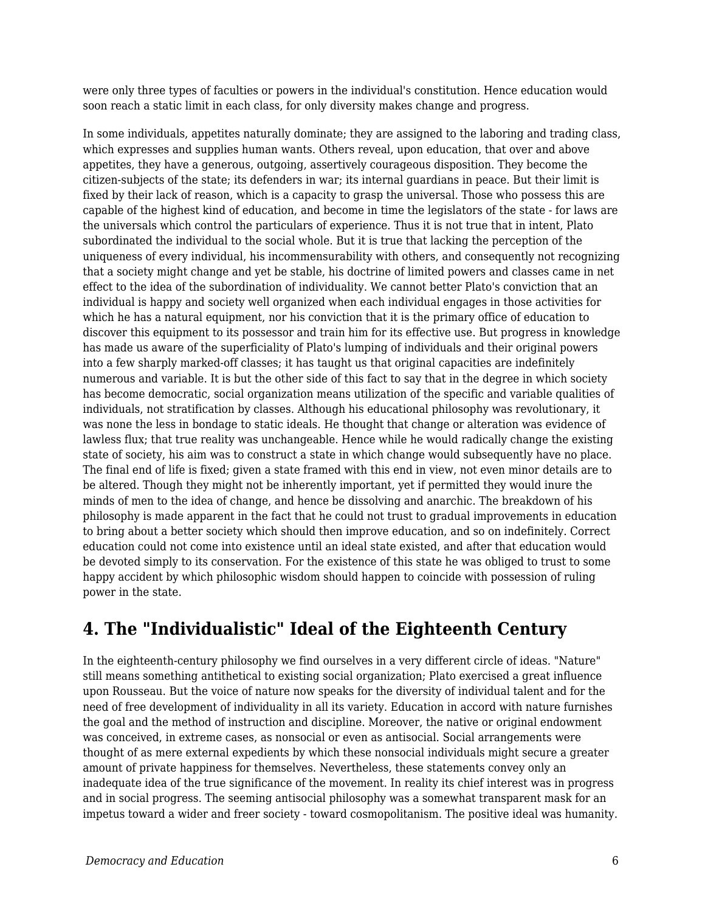were only three types of faculties or powers in the individual's constitution. Hence education would soon reach a static limit in each class, for only diversity makes change and progress.

In some individuals, appetites naturally dominate; they are assigned to the laboring and trading class, which expresses and supplies human wants. Others reveal, upon education, that over and above appetites, they have a generous, outgoing, assertively courageous disposition. They become the citizen-subjects of the state; its defenders in war; its internal guardians in peace. But their limit is fixed by their lack of reason, which is a capacity to grasp the universal. Those who possess this are capable of the highest kind of education, and become in time the legislators of the state - for laws are the universals which control the particulars of experience. Thus it is not true that in intent, Plato subordinated the individual to the social whole. But it is true that lacking the perception of the uniqueness of every individual, his incommensurability with others, and consequently not recognizing that a society might change and yet be stable, his doctrine of limited powers and classes came in net effect to the idea of the subordination of individuality. We cannot better Plato's conviction that an individual is happy and society well organized when each individual engages in those activities for which he has a natural equipment, nor his conviction that it is the primary office of education to discover this equipment to its possessor and train him for its effective use. But progress in knowledge has made us aware of the superficiality of Plato's lumping of individuals and their original powers into a few sharply marked-off classes; it has taught us that original capacities are indefinitely numerous and variable. It is but the other side of this fact to say that in the degree in which society has become democratic, social organization means utilization of the specific and variable qualities of individuals, not stratification by classes. Although his educational philosophy was revolutionary, it was none the less in bondage to static ideals. He thought that change or alteration was evidence of lawless flux; that true reality was unchangeable. Hence while he would radically change the existing state of society, his aim was to construct a state in which change would subsequently have no place. The final end of life is fixed; given a state framed with this end in view, not even minor details are to be altered. Though they might not be inherently important, yet if permitted they would inure the minds of men to the idea of change, and hence be dissolving and anarchic. The breakdown of his philosophy is made apparent in the fact that he could not trust to gradual improvements in education to bring about a better society which should then improve education, and so on indefinitely. Correct education could not come into existence until an ideal state existed, and after that education would be devoted simply to its conservation. For the existence of this state he was obliged to trust to some happy accident by which philosophic wisdom should happen to coincide with possession of ruling power in the state.

## 4. The "Individualistic" Ideal of the Eighteenth Century

In the eighteenth-century philosophy we find ourselves in a very different circle of ideas. "Nature" still means something antithetical to existing social organization; Plato exercised a great influence upon Rousseau. But the voice of nature now speaks for the diversity of individual talent and for the need of free development of individuality in all its variety. Education in accord with nature furnishes the goal and the method of instruction and discipline. Moreover, the native or original endowment was conceived, in extreme cases, as nonsocial or even as antisocial. Social arrangements were thought of as mere external expedients by which these nonsocial individuals might secure a greater amount of private happiness for themselves. Nevertheless, these statements convey only an inadequate idea of the true significance of the movement. In reality its chief interest was in progress and in social progress. The seeming antisocial philosophy was a somewhat transparent mask for an impetus toward a wider and freer society - toward cosmopolitanism. The positive ideal was humanity.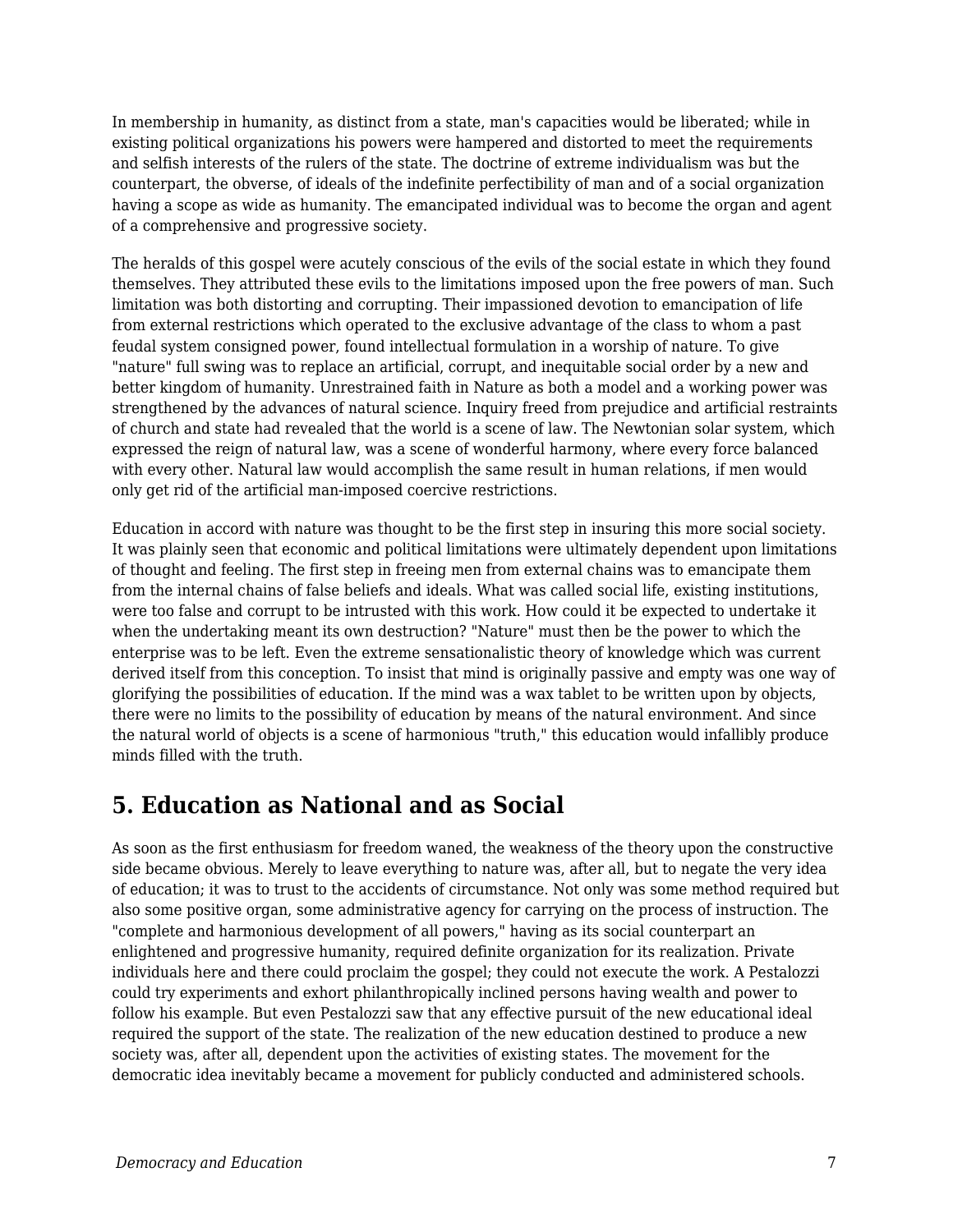In membership in humanity, as distinct from a state, man's capacities would be liberated; while in existing political organizations his powers were hampered and distorted to meet the requirements and selfish interests of the rulers of the state. The doctrine of extreme individualism was but the counterpart, the obverse, of ideals of the indefinite perfectibility of man and of a social organization having a scope as wide as humanity. The emancipated individual was to become the organ and agent of a comprehensive and progressive society.

The heralds of this gospel were acutely conscious of the evils of the social estate in which they found themselves. They attributed these evils to the limitations imposed upon the free powers of man. Such limitation was both distorting and corrupting. Their impassioned devotion to emancipation of life from external restrictions which operated to the exclusive advantage of the class to whom a past feudal system consigned power, found intellectual formulation in a worship of nature. To give "nature" full swing was to replace an artificial, corrupt, and inequitable social order by a new and better kingdom of humanity. Unrestrained faith in Nature as both a model and a working power was strengthened by the advances of natural science. Inquiry freed from prejudice and artificial restraints of church and state had revealed that the world is a scene of law. The Newtonian solar system, which expressed the reign of natural law, was a scene of wonderful harmony, where every force balanced with every other. Natural law would accomplish the same result in human relations, if men would only get rid of the artificial man-imposed coercive restrictions.

Education in accord with nature was thought to be the first step in insuring this more social society. It was plainly seen that economic and political limitations were ultimately dependent upon limitations of thought and feeling. The first step in freeing men from external chains was to emancipate them from the internal chains of false beliefs and ideals. What was called social life, existing institutions, were too false and corrupt to be intrusted with this work. How could it be expected to undertake it when the undertaking meant its own destruction? "Nature" must then be the power to which the enterprise was to be left. Even the extreme sensationalistic theory of knowledge which was current derived itself from this conception. To insist that mind is originally passive and empty was one way of glorifying the possibilities of education. If the mind was a wax tablet to be written upon by objects, there were no limits to the possibility of education by means of the natural environment. And since the natural world of objects is a scene of harmonious "truth," this education would infallibly produce minds filled with the truth.

## 5. Education as National and as Social

As soon as the first enthusiasm for freedom waned, the weakness of the theory upon the constructive side became obvious. Merely to leave everything to nature was, after all, but to negate the very idea of education; it was to trust to the accidents of circumstance. Not only was some method required but also some positive organ, some administrative agency for carrying on the process of instruction. The "complete and harmonious development of all powers," having as its social counterpart an enlightened and progressive humanity, required definite organization for its realization. Private individuals here and there could proclaim the gospel; they could not execute the work. A Pestalozzi could try experiments and exhort philanthropically inclined persons having wealth and power to follow his example. But even Pestalozzi saw that any effective pursuit of the new educational ideal required the support of the state. The realization of the new education destined to produce a new society was, after all, dependent upon the activities of existing states. The movement for the democratic idea inevitably became a movement for publicly conducted and administered schools.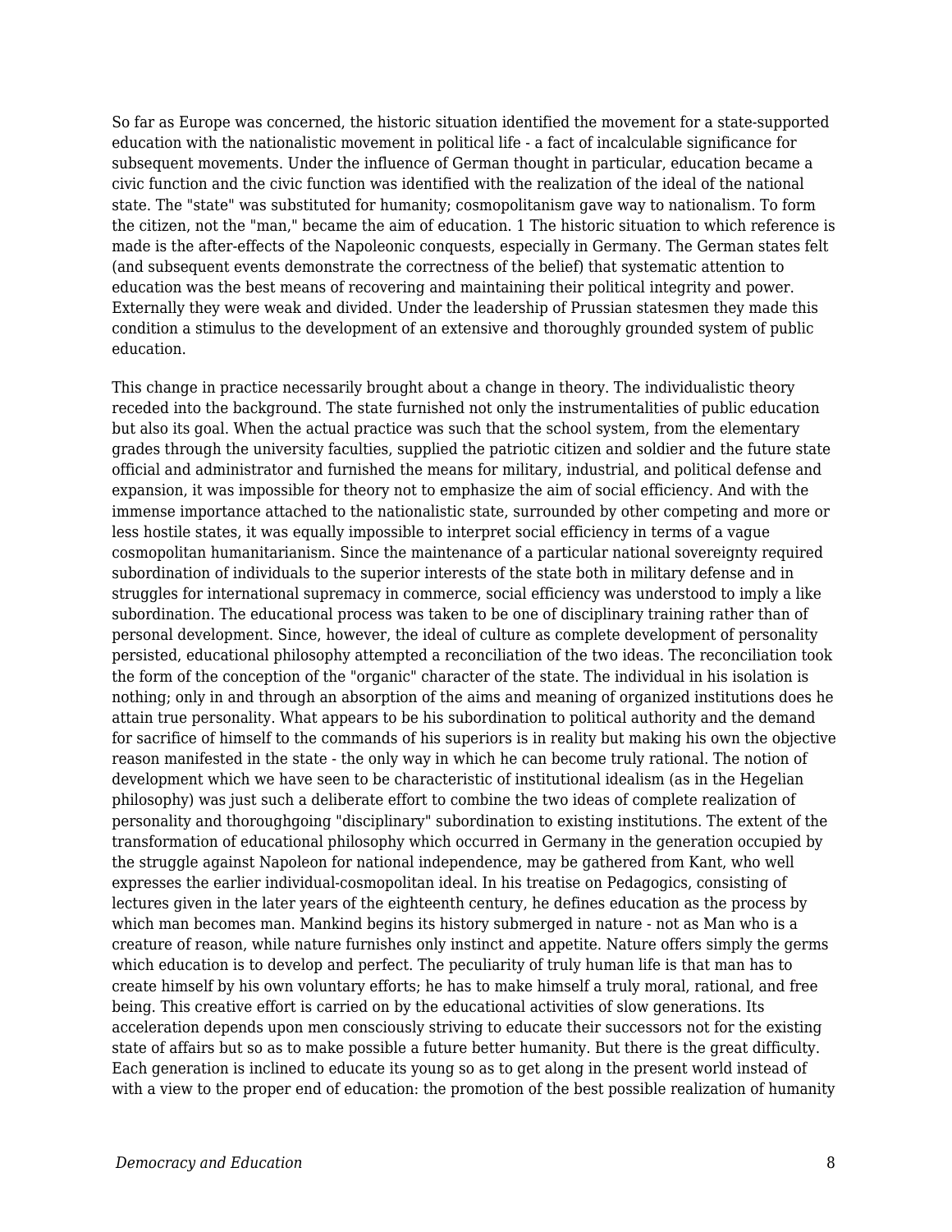So far as Europe was concerned, the historic situation identified the movement for a state-supported education with the nationalistic movement in political life - a fact of incalculable significance for subsequent movements. Under the influence of German thought in particular, education became a civic function and the civic function was identified with the realization of the ideal of the national state. The "state" was substituted for humanity; cosmopolitanism gave way to nationalism. To form the citizen, not the "man," became the aim of education. 1 The historic situation to which reference is made is the after-effects of the Napoleonic conquests, especially in Germany. The German states felt (and subsequent events demonstrate the correctness of the belief) that systematic attention to education was the best means of recovering and maintaining their political integrity and power. Externally they were weak and divided. Under the leadership of Prussian statesmen they made this condition a stimulus to the development of an extensive and thoroughly grounded system of public education.

This change in practice necessarily brought about a change in theory. The individualistic theory receded into the background. The state furnished not only the instrumentalities of public education but also its goal. When the actual practice was such that the school system, from the elementary grades through the university faculties, supplied the patriotic citizen and soldier and the future state official and administrator and furnished the means for military, industrial, and political defense and expansion, it was impossible for theory not to emphasize the aim of social efficiency. And with the immense importance attached to the nationalistic state, surrounded by other competing and more or less hostile states, it was equally impossible to interpret social efficiency in terms of a vague cosmopolitan humanitarianism. Since the maintenance of a particular national sovereignty required subordination of individuals to the superior interests of the state both in military defense and in struggles for international supremacy in commerce, social efficiency was understood to imply a like subordination. The educational process was taken to be one of disciplinary training rather than of personal development. Since, however, the ideal of culture as complete development of personality persisted, educational philosophy attempted a reconciliation of the two ideas. The reconciliation took the form of the conception of the "organic" character of the state. The individual in his isolation is nothing; only in and through an absorption of the aims and meaning of organized institutions does he attain true personality. What appears to be his subordination to political authority and the demand for sacrifice of himself to the commands of his superiors is in reality but making his own the objective reason manifested in the state - the only way in which he can become truly rational. The notion of development which we have seen to be characteristic of institutional idealism (as in the Hegelian philosophy) was just such a deliberate effort to combine the two ideas of complete realization of personality and thoroughgoing "disciplinary" subordination to existing institutions. The extent of the transformation of educational philosophy which occurred in Germany in the generation occupied by the struggle against Napoleon for national independence, may be gathered from Kant, who well expresses the earlier individual-cosmopolitan ideal. In his treatise on Pedagogics, consisting of lectures given in the later years of the eighteenth century, he defines education as the process by which man becomes man. Mankind begins its history submerged in nature - not as Man who is a creature of reason, while nature furnishes only instinct and appetite. Nature offers simply the germs which education is to develop and perfect. The peculiarity of truly human life is that man has to create himself by his own voluntary efforts; he has to make himself a truly moral, rational, and free being. This creative effort is carried on by the educational activities of slow generations. Its acceleration depends upon men consciously striving to educate their successors not for the existing state of affairs but so as to make possible a future better humanity. But there is the great difficulty. Each generation is inclined to educate its young so as to get along in the present world instead of with a view to the proper end of education: the promotion of the best possible realization of humanity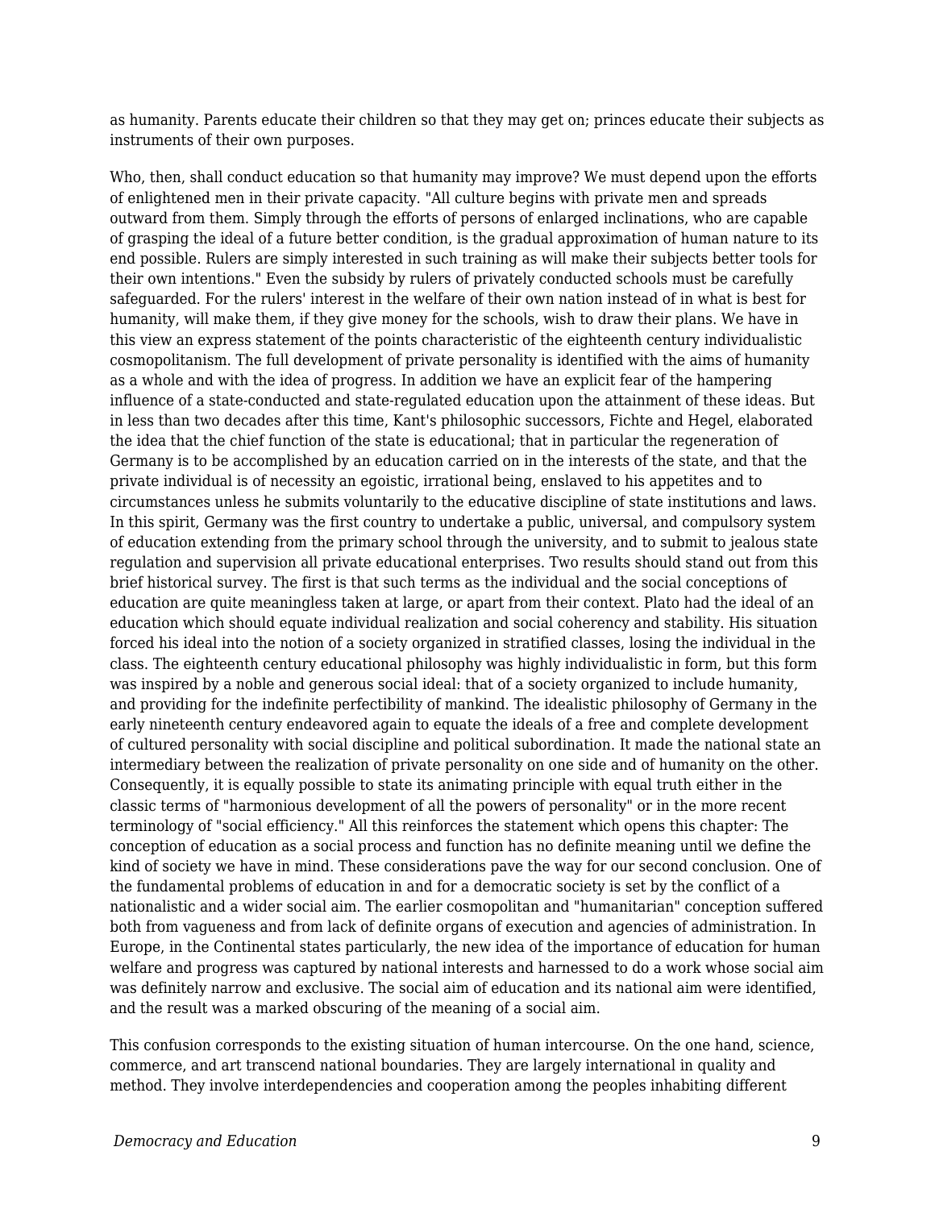as humanity. Parents educate their children so that they may get on; princes educate their subjects as instruments of their own purposes.

Who, then, shall conduct education so that humanity may improve? We must depend upon the efforts of enlightened men in their private capacity. "All culture begins with private men and spreads outward from them. Simply through the efforts of persons of enlarged inclinations, who are capable of grasping the ideal of a future better condition, is the gradual approximation of human nature to its end possible. Rulers are simply interested in such training as will make their subjects better tools for their own intentions." Even the subsidy by rulers of privately conducted schools must be carefully safeguarded. For the rulers' interest in the welfare of their own nation instead of in what is best for humanity, will make them, if they give money for the schools, wish to draw their plans. We have in this view an express statement of the points characteristic of the eighteenth century individualistic cosmopolitanism. The full development of private personality is identified with the aims of humanity as a whole and with the idea of progress. In addition we have an explicit fear of the hampering influence of a state-conducted and state-regulated education upon the attainment of these ideas. But in less than two decades after this time, Kant's philosophic successors, Fichte and Hegel, elaborated the idea that the chief function of the state is educational; that in particular the regeneration of Germany is to be accomplished by an education carried on in the interests of the state, and that the private individual is of necessity an egoistic, irrational being, enslaved to his appetites and to circumstances unless he submits voluntarily to the educative discipline of state institutions and laws. In this spirit, Germany was the first country to undertake a public, universal, and compulsory system of education extending from the primary school through the university, and to submit to jealous state regulation and supervision all private educational enterprises. Two results should stand out from this brief historical survey. The first is that such terms as the individual and the social conceptions of education are quite meaningless taken at large, or apart from their context. Plato had the ideal of an education which should equate individual realization and social coherency and stability. His situation forced his ideal into the notion of a society organized in stratified classes, losing the individual in the class. The eighteenth century educational philosophy was highly individualistic in form, but this form was inspired by a noble and generous social ideal: that of a society organized to include humanity, and providing for the indefinite perfectibility of mankind. The idealistic philosophy of Germany in the early nineteenth century endeavored again to equate the ideals of a free and complete development of cultured personality with social discipline and political subordination. It made the national state an intermediary between the realization of private personality on one side and of humanity on the other. Consequently, it is equally possible to state its animating principle with equal truth either in the classic terms of "harmonious development of all the powers of personality" or in the more recent terminology of "social efficiency." All this reinforces the statement which opens this chapter: The conception of education as a social process and function has no definite meaning until we define the kind of society we have in mind. These considerations pave the way for our second conclusion. One of the fundamental problems of education in and for a democratic society is set by the conflict of a nationalistic and a wider social aim. The earlier cosmopolitan and "humanitarian" conception suffered both from vagueness and from lack of definite organs of execution and agencies of administration. In Europe, in the Continental states particularly, the new idea of the importance of education for human welfare and progress was captured by national interests and harnessed to do a work whose social aim was definitely narrow and exclusive. The social aim of education and its national aim were identified, and the result was a marked obscuring of the meaning of a social aim.

This confusion corresponds to the existing situation of human intercourse. On the one hand, science, commerce, and art transcend national boundaries. They are largely international in quality and method. They involve interdependencies and cooperation among the peoples inhabiting different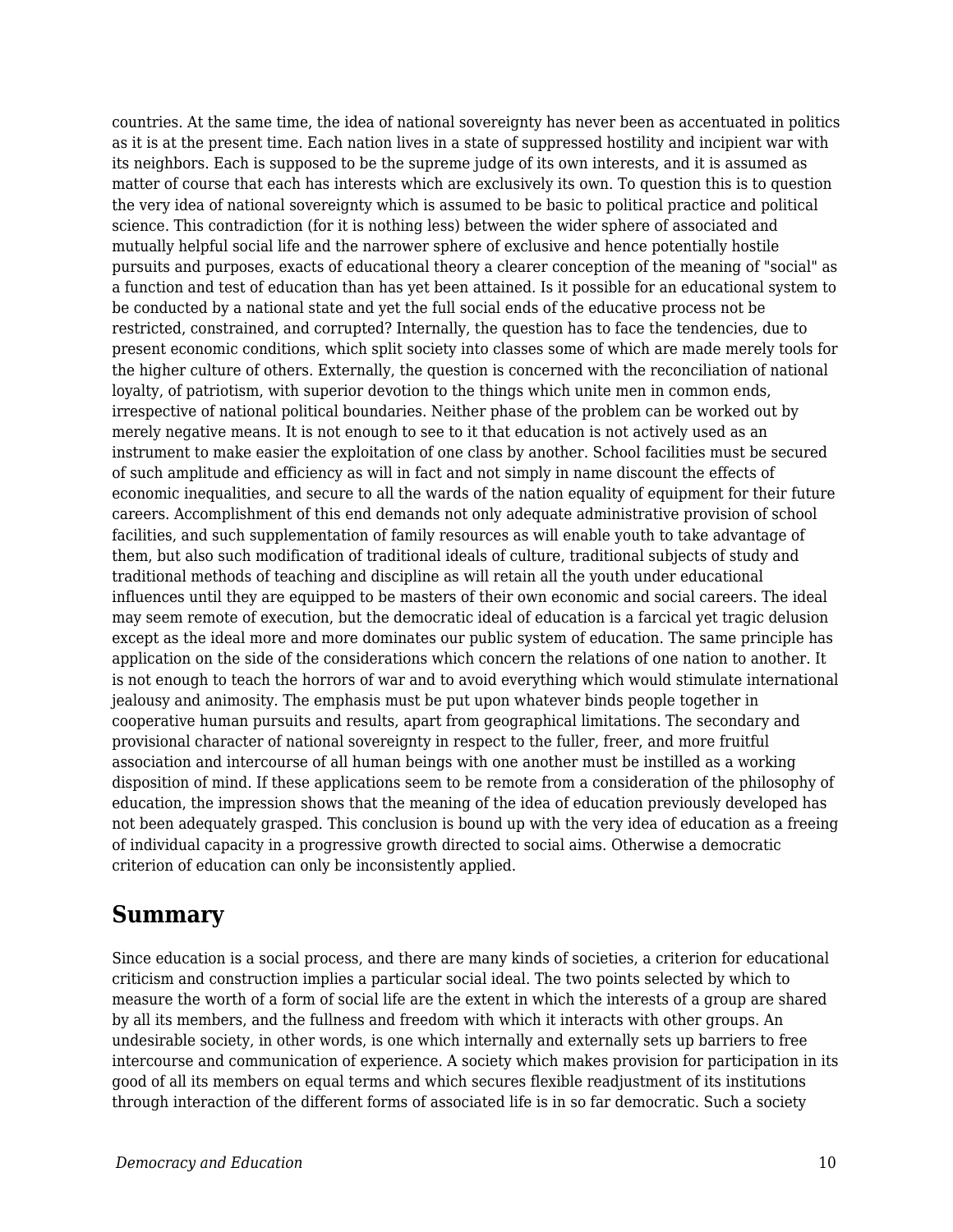countries. At the same time, the idea of national sovereignty has never been as accentuated in politics as it is at the present time. Each nation lives in a state of suppressed hostility and incipient war with its neighbors. Each is supposed to be the supreme judge of its own interests, and it is assumed as matter of course that each has interests which are exclusively its own. To question this is to question the very idea of national sovereignty which is assumed to be basic to political practice and political science. This contradiction (for it is nothing less) between the wider sphere of associated and mutually helpful social life and the narrower sphere of exclusive and hence potentially hostile pursuits and purposes, exacts of educational theory a clearer conception of the meaning of "social" as a function and test of education than has yet been attained. Is it possible for an educational system to be conducted by a national state and yet the full social ends of the educative process not be restricted, constrained, and corrupted? Internally, the question has to face the tendencies, due to present economic conditions, which split society into classes some of which are made merely tools for the higher culture of others. Externally, the question is concerned with the reconciliation of national loyalty, of patriotism, with superior devotion to the things which unite men in common ends, irrespective of national political boundaries. Neither phase of the problem can be worked out by merely negative means. It is not enough to see to it that education is not actively used as an instrument to make easier the exploitation of one class by another. School facilities must be secured of such amplitude and efficiency as will in fact and not simply in name discount the effects of economic inequalities, and secure to all the wards of the nation equality of equipment for their future careers. Accomplishment of this end demands not only adequate administrative provision of school facilities, and such supplementation of family resources as will enable youth to take advantage of them, but also such modification of traditional ideals of culture, traditional subjects of study and traditional methods of teaching and discipline as will retain all the youth under educational influences until they are equipped to be masters of their own economic and social careers. The ideal may seem remote of execution, but the democratic ideal of education is a farcical yet tragic delusion except as the ideal more and more dominates our public system of education. The same principle has application on the side of the considerations which concern the relations of one nation to another. It is not enough to teach the horrors of war and to avoid everything which would stimulate international jealousy and animosity. The emphasis must be put upon whatever binds people together in cooperative human pursuits and results, apart from geographical limitations. The secondary and provisional character of national sovereignty in respect to the fuller, freer, and more fruitful association and intercourse of all human beings with one another must be instilled as a working disposition of mind. If these applications seem to be remote from a consideration of the philosophy of education, the impression shows that the meaning of the idea of education previously developed has not been adequately grasped. This conclusion is bound up with the very idea of education as a freeing of individual capacity in a progressive growth directed to social aims. Otherwise a democratic criterion of education can only be inconsistently applied.

## Summary

Since education is a social process, and there are many kinds of societies, a criterion for educational criticism and construction implies a particular social ideal. The two points selected by which to measure the worth of a form of social life are the extent in which the interests of a group are shared by all its members, and the fullness and freedom with which it interacts with other groups. An undesirable society, in other words, is one which internally and externally sets up barriers to free intercourse and communication of experience. A society which makes provision for participation in its good of all its members on equal terms and which secures flexible readjustment of its institutions through interaction of the different forms of associated life is in so far democratic. Such a society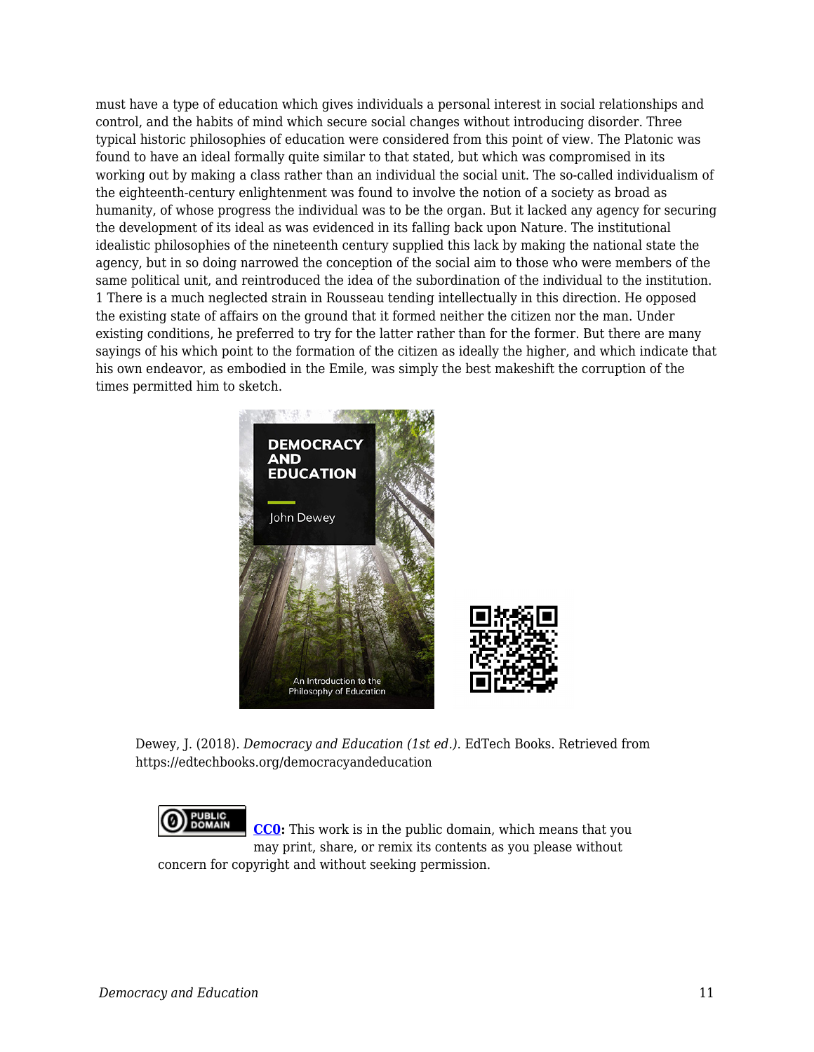must have a type of education which gives individuals a personal interest in social relationships and control, and the habits of mind which secure social changes without introducing disorder. Three typical historic philosophies of education were considered from this point of view. The Platonic was found to have an ideal formally quite similar to that stated, but which was compromised in its working out by making a class rather than an individual the social unit. The so-called individualism of the eighteenth-century enlightenment was found to involve the notion of a society as broad as humanity, of whose progress the individual was to be the organ. But it lacked any agency for securing the development of its ideal as was evidenced in its falling back upon Nature. The institutional idealistic philosophies of the nineteenth century supplied this lack by making the national state the agency, but in so doing narrowed the conception of the social aim to those who were members of the same political unit, and reintroduced the idea of the subordination of the individual to the institution.

1 There is a much neglected strain in Rousseau tending intellectually in this direction. He opposed the existing state of affairs on the ground that it formed neither the citizen nor the man. Under existing conditions, he preferred to try for the latter rather than for the former. But there are many sayings of his which point to the formation of the citizen as ideally the higher, and which indicate that his own endeavor, as embodied in the Emile, was simply the best makeshift the corruption of the times permitted him to sketch.

Dewey, J. (2018). *Democracy and Education (1st ed.)*. EdTech Books. Retrieved from https://edtechbooks.org/democracyandeducation

**CC0:** This work is in the public domain, which means that you may print, share, or remix its contents as you please without concern for copyright and without seeking permission.